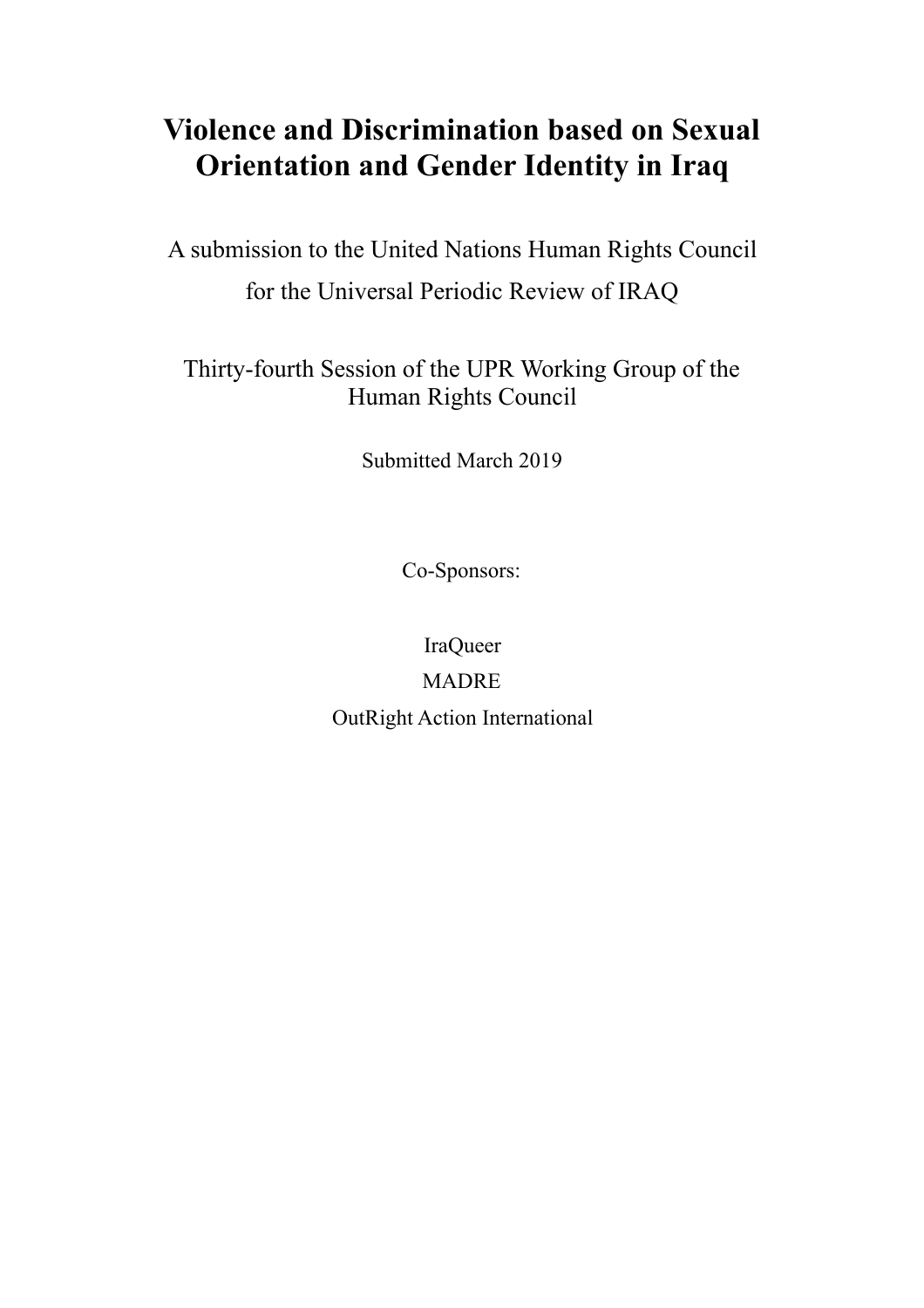# Violence and Discrimination based on Sexual Orientation and Gender Identity in Iraq

A submission to the United Nations Human Rights Council for the Universal Periodic Review of IRAQ

Thirty-fourth Session of the UPR Working Group of the Human Rights Council

Submitted March 2019

Co-Sponsors:

IraQueer

MADRE

OutRight Action International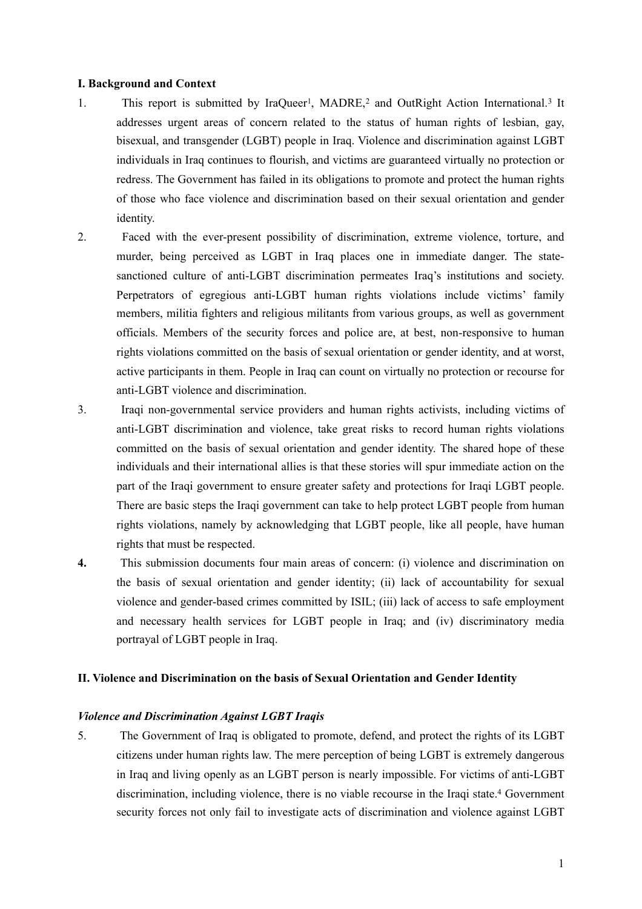## I. Background and Context

1. This report is submitted by IraQueer[1], MADRE,[2] and OutRight Action International.[3] It addresses urgent areas of concern related to the status of human rights of lesbian, gay, bisexual, and transgender (LGBT) people in Iraq. Violence and discrimination against LGBT individuals in Iraq continues to flourish, and victims are guaranteed virtually no protection or redress. The Government has failed in its obligations to promote and protect the human rights of those who face violence and discrimination based on their sexual orientation and gender identity.

2. Faced with the ever-present possibility of discrimination, extreme violence, torture, and murder, being perceived as LGBT in Iraq places one in immediate danger. The state-sanctioned culture of anti-LGBT discrimination permeates Iraq's institutions and society. Perpetrators of egregious anti-LGBT human rights violations include victims' family members, militia fighters and religious militants from various groups, as well as government officials. Members of the security forces and police are, at best, non-responsive to human rights violations committed on the basis of sexual orientation or gender identity, and at worst, active participants in them. People in Iraq can count on virtually no protection or recourse for anti-LGBT violence and discrimination.

3. Iraqi non-governmental service providers and human rights activists, including victims of anti-LGBT discrimination and violence, take great risks to record human rights violations committed on the basis of sexual orientation and gender identity. The shared hope of these individuals and their international allies is that these stories will spur immediate action on the part of the Iraqi government to ensure greater safety and protections for Iraqi LGBT people. There are basic steps the Iraqi government can take to help protect LGBT people from human rights violations, namely by acknowledging that LGBT people, like all people, have human rights that must be respected.

**4.** This submission documents four main areas of concern: (i) violence and discrimination on the basis of sexual orientation and gender identity; (ii) lack of accountability for sexual violence and gender-based crimes committed by ISIL; (iii) lack of access to safe employment and necessary health services for LGBT people in Iraq; and (iv) discriminatory media portrayal of LGBT people in Iraq.

## II. Violence and Discrimination on the basis of Sexual Orientation and Gender Identity

### *Violence and Discrimination Against LGBT Iraqis*

5. The Government of Iraq is obligated to promote, defend, and protect the rights of its LGBT citizens under human rights law. The mere perception of being LGBT is extremely dangerous in Iraq and living openly as an LGBT person is nearly impossible. For victims of anti-LGBT discrimination, including violence, there is no viable recourse in the Iraqi state.[4] Government security forces not only fail to investigate acts of discrimination and violence against LGBT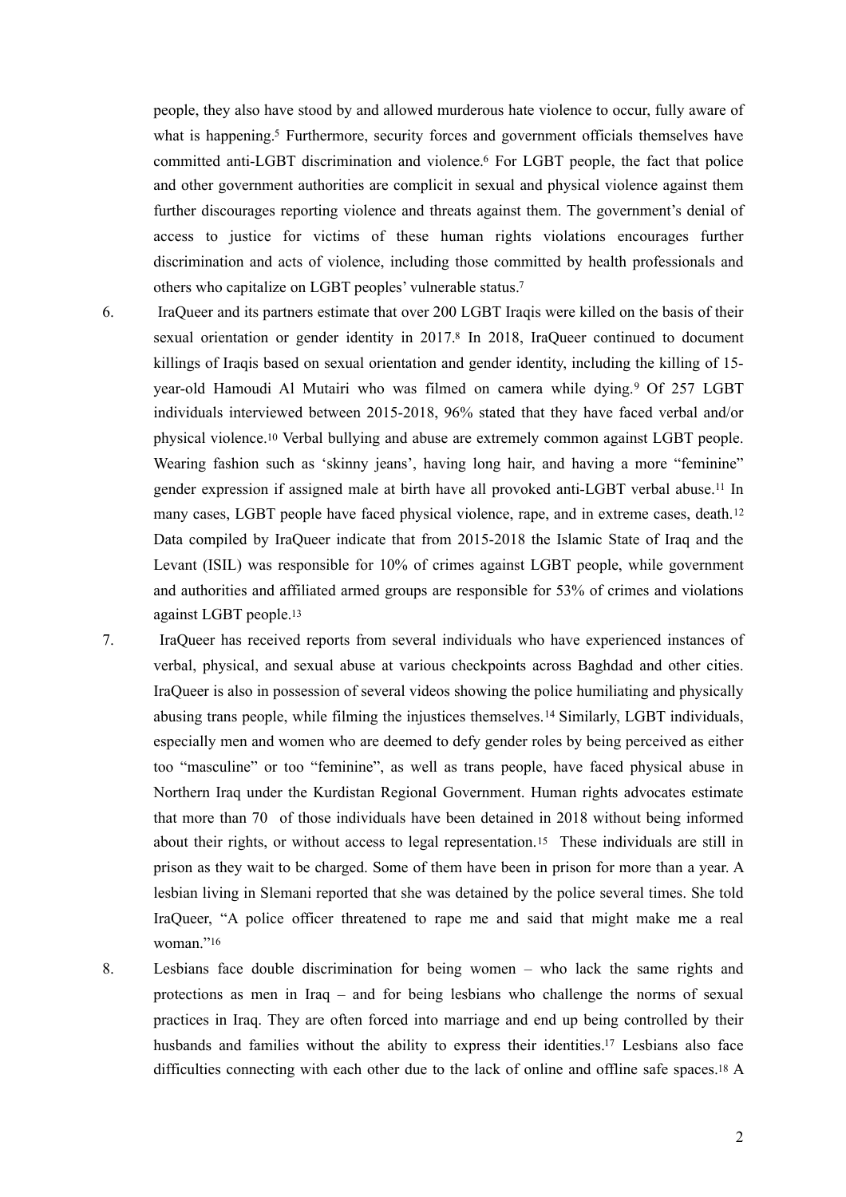people, they also have stood by and allowed murderous hate violence to occur, fully aware of what is happening.[5] Furthermore, security forces and government officials themselves have committed anti-LGBT discrimination and violence.[6] For LGBT people, the fact that police and other government authorities are complicit in sexual and physical violence against them further discourages reporting violence and threats against them. The government's denial of access to justice for victims of these human rights violations encourages further discrimination and acts of violence, including those committed by health professionals and others who capitalize on LGBT peoples' vulnerable status.[7]

6. IraQueer and its partners estimate that over 200 LGBT Iraqis were killed on the basis of their sexual orientation or gender identity in 2017.[8] In 2018, IraQueer continued to document killings of Iraqis based on sexual orientation and gender identity, including the killing of 15-year-old Hamoudi Al Mutairi who was filmed on camera while dying.[9] Of 257 LGBT individuals interviewed between 2015-2018, 96% stated that they have faced verbal and/or physical violence.[10] Verbal bullying and abuse are extremely common against LGBT people. Wearing fashion such as 'skinny jeans', having long hair, and having a more "feminine" gender expression if assigned male at birth have all provoked anti-LGBT verbal abuse.[11] In many cases, LGBT people have faced physical violence, rape, and in extreme cases, death.[12] Data compiled by IraQueer indicate that from 2015-2018 the Islamic State of Iraq and the Levant (ISIL) was responsible for 10% of crimes against LGBT people, while government and authorities and affiliated armed groups are responsible for 53% of crimes and violations against LGBT people.[13]

7. IraQueer has received reports from several individuals who have experienced instances of verbal, physical, and sexual abuse at various checkpoints across Baghdad and other cities. IraQueer is also in possession of several videos showing the police humiliating and physically abusing trans people, while filming the injustices themselves.[14] Similarly, LGBT individuals, especially men and women who are deemed to defy gender roles by being perceived as either too "masculine" or too "feminine", as well as trans people, have faced physical abuse in Northern Iraq under the Kurdistan Regional Government. Human rights advocates estimate that more than 70 of those individuals have been detained in 2018 without being informed about their rights, or without access to legal representation.[15] These individuals are still in prison as they wait to be charged. Some of them have been in prison for more than a year. A lesbian living in Slemani reported that she was detained by the police several times. She told IraQueer, "A police officer threatened to rape me and said that might make me a real woman."[16]

8. Lesbians face double discrimination for being women – who lack the same rights and protections as men in Iraq – and for being lesbians who challenge the norms of sexual practices in Iraq. They are often forced into marriage and end up being controlled by their husbands and families without the ability to express their identities.[17] Lesbians also face difficulties connecting with each other due to the lack of online and offline safe spaces.[18] A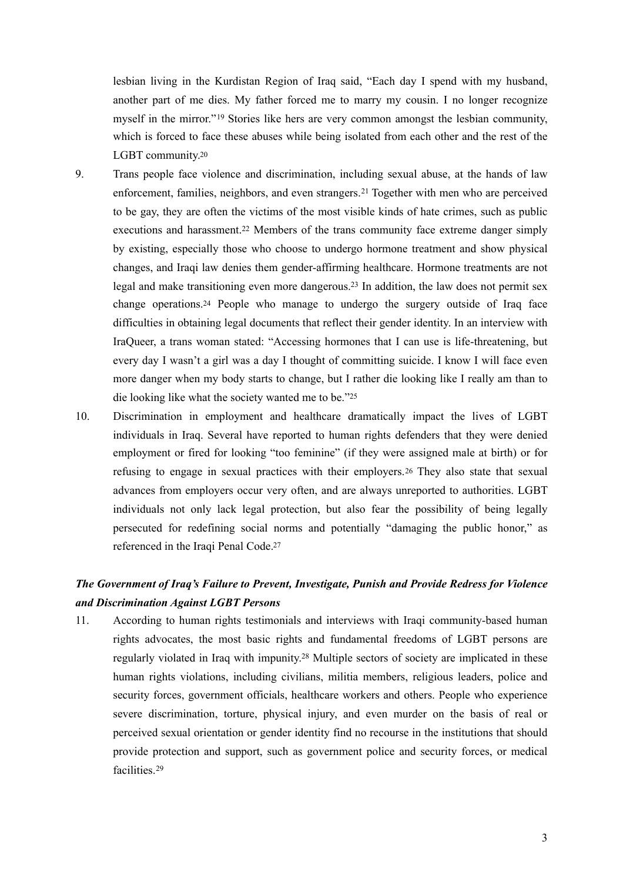lesbian living in the Kurdistan Region of Iraq said, "Each day I spend with my husband, another part of me dies. My father forced me to marry my cousin. I no longer recognize myself in the mirror."[19] Stories like hers are very common amongst the lesbian community, which is forced to face these abuses while being isolated from each other and the rest of the LGBT community.[20]

9. Trans people face violence and discrimination, including sexual abuse, at the hands of law enforcement, families, neighbors, and even strangers.[21] Together with men who are perceived to be gay, they are often the victims of the most visible kinds of hate crimes, such as public executions and harassment.[22] Members of the trans community face extreme danger simply by existing, especially those who choose to undergo hormone treatment and show physical changes, and Iraqi law denies them gender-affirming healthcare. Hormone treatments are not legal and make transitioning even more dangerous.[23] In addition, the law does not permit sex change operations.[24] People who manage to undergo the surgery outside of Iraq face difficulties in obtaining legal documents that reflect their gender identity. In an interview with IraQueer, a trans woman stated: "Accessing hormones that I can use is life-threatening, but every day I wasn't a girl was a day I thought of committing suicide. I know I will face even more danger when my body starts to change, but I rather die looking like I really am than to die looking like what the society wanted me to be."[25]

10. Discrimination in employment and healthcare dramatically impact the lives of LGBT individuals in Iraq. Several have reported to human rights defenders that they were denied employment or fired for looking "too feminine" (if they were assigned male at birth) or for refusing to engage in sexual practices with their employers.[26] They also state that sexual advances from employers occur very often, and are always unreported to authorities. LGBT individuals not only lack legal protection, but also fear the possibility of being legally persecuted for redefining social norms and potentially "damaging the public honor," as referenced in the Iraqi Penal Code.[27]

***The Government of Iraq's Failure to Prevent, Investigate, Punish and Provide Redress for Violence and Discrimination Against LGBT Persons***

11. According to human rights testimonials and interviews with Iraqi community-based human rights advocates, the most basic rights and fundamental freedoms of LGBT persons are regularly violated in Iraq with impunity.[28] Multiple sectors of society are implicated in these human rights violations, including civilians, militia members, religious leaders, police and security forces, government officials, healthcare workers and others. People who experience severe discrimination, torture, physical injury, and even murder on the basis of real or perceived sexual orientation or gender identity find no recourse in the institutions that should provide protection and support, such as government police and security forces, or medical facilities.[29]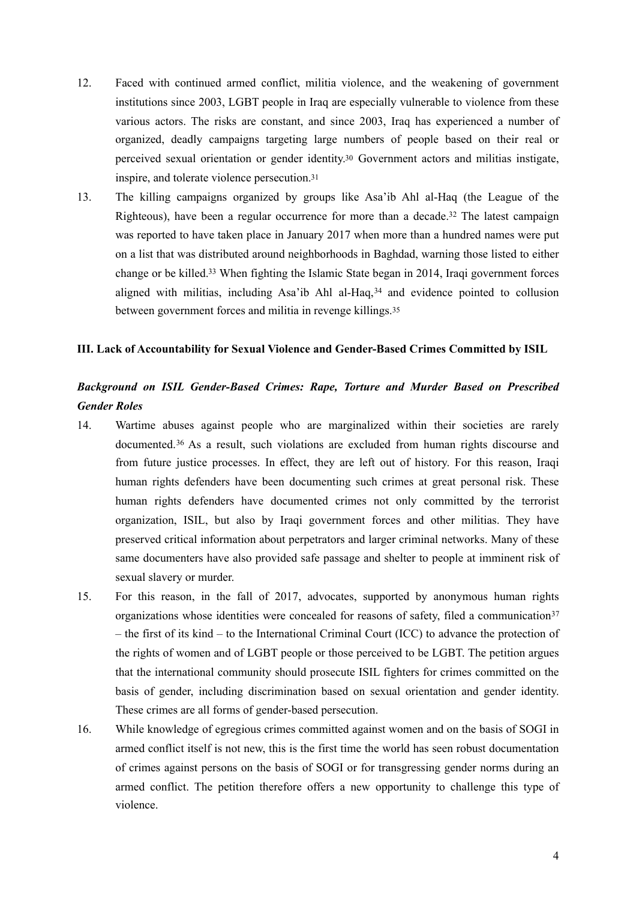12. Faced with continued armed conflict, militia violence, and the weakening of government institutions since 2003, LGBT people in Iraq are especially vulnerable to violence from these various actors. The risks are constant, and since 2003, Iraq has experienced a number of organized, deadly campaigns targeting large numbers of people based on their real or perceived sexual orientation or gender identity.[30] Government actors and militias instigate, inspire, and tolerate violence persecution.[31]

13. The killing campaigns organized by groups like Asa'ib Ahl al-Haq (the League of the Righteous), have been a regular occurrence for more than a decade.[32] The latest campaign was reported to have taken place in January 2017 when more than a hundred names were put on a list that was distributed around neighborhoods in Baghdad, warning those listed to either change or be killed.[33] When fighting the Islamic State began in 2014, Iraqi government forces aligned with militias, including Asa'ib Ahl al-Haq,[34] and evidence pointed to collusion between government forces and militia in revenge killings.[35]

**III. Lack of Accountability for Sexual Violence and Gender-Based Crimes Committed by ISIL**

***Background on ISIL Gender-Based Crimes: Rape, Torture and Murder Based on Prescribed Gender Roles***

14. Wartime abuses against people who are marginalized within their societies are rarely documented.[36] As a result, such violations are excluded from human rights discourse and from future justice processes. In effect, they are left out of history. For this reason, Iraqi human rights defenders have been documenting such crimes at great personal risk. These human rights defenders have documented crimes not only committed by the terrorist organization, ISIL, but also by Iraqi government forces and other militias. They have preserved critical information about perpetrators and larger criminal networks. Many of these same documenters have also provided safe passage and shelter to people at imminent risk of sexual slavery or murder.

15. For this reason, in the fall of 2017, advocates, supported by anonymous human rights organizations whose identities were concealed for reasons of safety, filed a communication[37] – the first of its kind – to the International Criminal Court (ICC) to advance the protection of the rights of women and of LGBT people or those perceived to be LGBT. The petition argues that the international community should prosecute ISIL fighters for crimes committed on the basis of gender, including discrimination based on sexual orientation and gender identity. These crimes are all forms of gender-based persecution.

16. While knowledge of egregious crimes committed against women and on the basis of SOGI in armed conflict itself is not new, this is the first time the world has seen robust documentation of crimes against persons on the basis of SOGI or for transgressing gender norms during an armed conflict. The petition therefore offers a new opportunity to challenge this type of violence.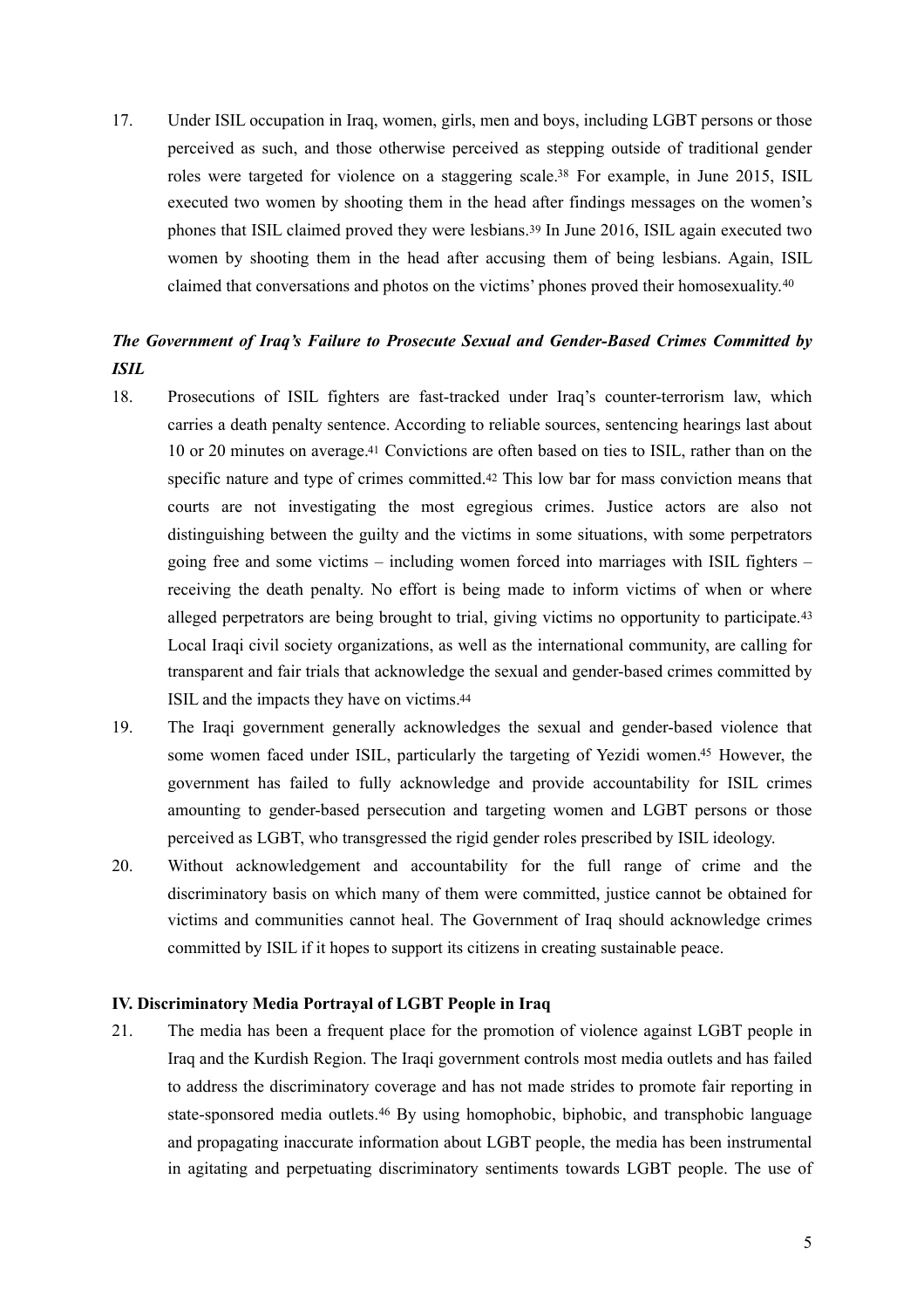17. Under ISIL occupation in Iraq, women, girls, men and boys, including LGBT persons or those perceived as such, and those otherwise perceived as stepping outside of traditional gender roles were targeted for violence on a staggering scale.[38] For example, in June 2015, ISIL executed two women by shooting them in the head after findings messages on the women's phones that ISIL claimed proved they were lesbians.[39] In June 2016, ISIL again executed two women by shooting them in the head after accusing them of being lesbians. Again, ISIL claimed that conversations and photos on the victims' phones proved their homosexuality.[40]

***The Government of Iraq's Failure to Prosecute Sexual and Gender-Based Crimes Committed by ISIL***

18. Prosecutions of ISIL fighters are fast-tracked under Iraq's counter-terrorism law, which carries a death penalty sentence. According to reliable sources, sentencing hearings last about 10 or 20 minutes on average.[41] Convictions are often based on ties to ISIL, rather than on the specific nature and type of crimes committed.[42] This low bar for mass conviction means that courts are not investigating the most egregious crimes. Justice actors are also not distinguishing between the guilty and the victims in some situations, with some perpetrators going free and some victims – including women forced into marriages with ISIL fighters – receiving the death penalty. No effort is being made to inform victims of when or where alleged perpetrators are being brought to trial, giving victims no opportunity to participate.[43] Local Iraqi civil society organizations, as well as the international community, are calling for transparent and fair trials that acknowledge the sexual and gender-based crimes committed by ISIL and the impacts they have on victims.[44]

19. The Iraqi government generally acknowledges the sexual and gender-based violence that some women faced under ISIL, particularly the targeting of Yezidi women.[45] However, the government has failed to fully acknowledge and provide accountability for ISIL crimes amounting to gender-based persecution and targeting women and LGBT persons or those perceived as LGBT, who transgressed the rigid gender roles prescribed by ISIL ideology.

20. Without acknowledgement and accountability for the full range of crime and the discriminatory basis on which many of them were committed, justice cannot be obtained for victims and communities cannot heal. The Government of Iraq should acknowledge crimes committed by ISIL if it hopes to support its citizens in creating sustainable peace.

**IV. Discriminatory Media Portrayal of LGBT People in Iraq**

21. The media has been a frequent place for the promotion of violence against LGBT people in Iraq and the Kurdish Region. The Iraqi government controls most media outlets and has failed to address the discriminatory coverage and has not made strides to promote fair reporting in state-sponsored media outlets.[46] By using homophobic, biphobic, and transphobic language and propagating inaccurate information about LGBT people, the media has been instrumental in agitating and perpetuating discriminatory sentiments towards LGBT people. The use of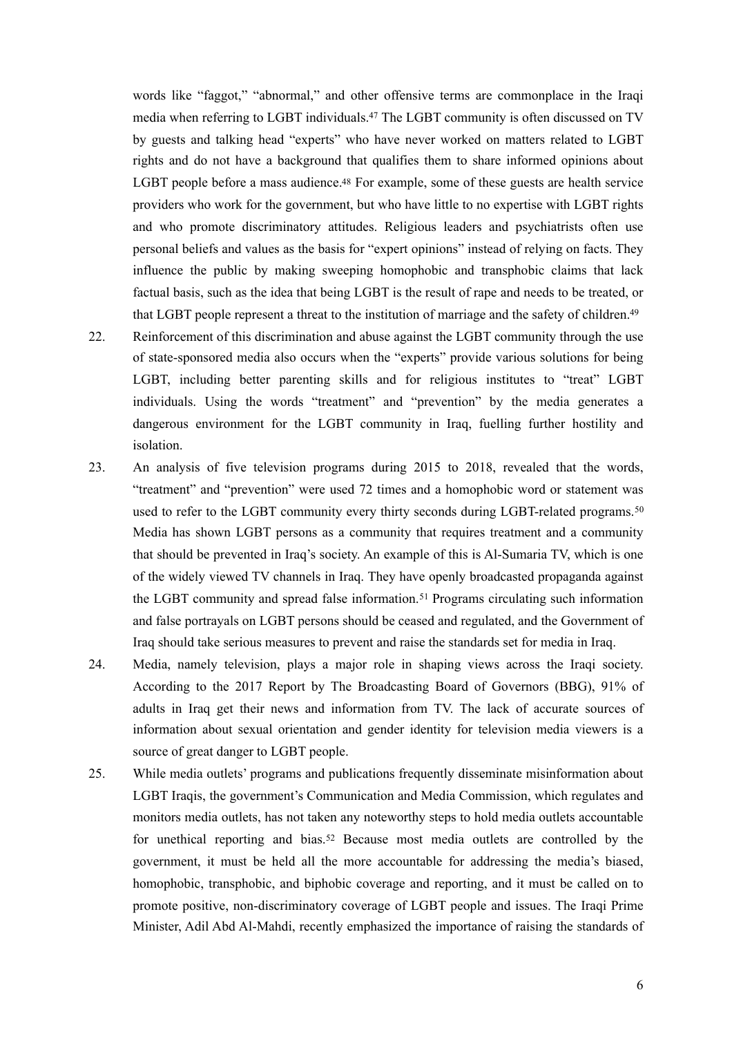words like "faggot," "abnormal," and other offensive terms are commonplace in the Iraqi media when referring to LGBT individuals.[47] The LGBT community is often discussed on TV by guests and talking head "experts" who have never worked on matters related to LGBT rights and do not have a background that qualifies them to share informed opinions about LGBT people before a mass audience.[48] For example, some of these guests are health service providers who work for the government, but who have little to no expertise with LGBT rights and who promote discriminatory attitudes. Religious leaders and psychiatrists often use personal beliefs and values as the basis for "expert opinions" instead of relying on facts. They influence the public by making sweeping homophobic and transphobic claims that lack factual basis, such as the idea that being LGBT is the result of rape and needs to be treated, or that LGBT people represent a threat to the institution of marriage and the safety of children.[49]

22. Reinforcement of this discrimination and abuse against the LGBT community through the use of state-sponsored media also occurs when the "experts" provide various solutions for being LGBT, including better parenting skills and for religious institutes to "treat" LGBT individuals. Using the words "treatment" and "prevention" by the media generates a dangerous environment for the LGBT community in Iraq, fuelling further hostility and isolation.

23. An analysis of five television programs during 2015 to 2018, revealed that the words, "treatment" and "prevention" were used 72 times and a homophobic word or statement was used to refer to the LGBT community every thirty seconds during LGBT-related programs.[50] Media has shown LGBT persons as a community that requires treatment and a community that should be prevented in Iraq's society. An example of this is Al-Sumaria TV, which is one of the widely viewed TV channels in Iraq. They have openly broadcasted propaganda against the LGBT community and spread false information.[51] Programs circulating such information and false portrayals on LGBT persons should be ceased and regulated, and the Government of Iraq should take serious measures to prevent and raise the standards set for media in Iraq.

24. Media, namely television, plays a major role in shaping views across the Iraqi society. According to the 2017 Report by The Broadcasting Board of Governors (BBG), 91% of adults in Iraq get their news and information from TV. The lack of accurate sources of information about sexual orientation and gender identity for television media viewers is a source of great danger to LGBT people.

25. While media outlets' programs and publications frequently disseminate misinformation about LGBT Iraqis, the government's Communication and Media Commission, which regulates and monitors media outlets, has not taken any noteworthy steps to hold media outlets accountable for unethical reporting and bias.[52] Because most media outlets are controlled by the government, it must be held all the more accountable for addressing the media's biased, homophobic, transphobic, and biphobic coverage and reporting, and it must be called on to promote positive, non-discriminatory coverage of LGBT people and issues. The Iraqi Prime Minister, Adil Abd Al-Mahdi, recently emphasized the importance of raising the standards of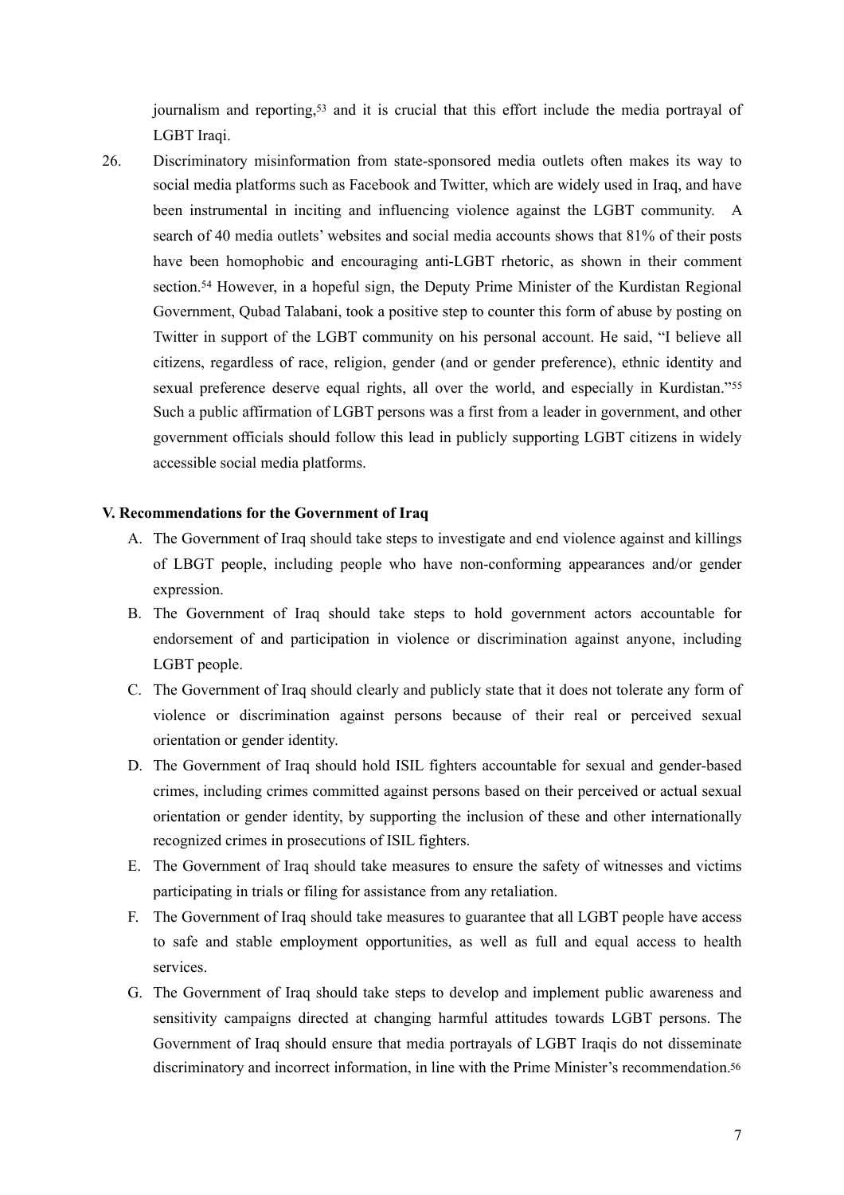journalism and reporting,[53] and it is crucial that this effort include the media portrayal of LGBT Iraqi.

26. Discriminatory misinformation from state-sponsored media outlets often makes its way to social media platforms such as Facebook and Twitter, which are widely used in Iraq, and have been instrumental in inciting and influencing violence against the LGBT community. A search of 40 media outlets' websites and social media accounts shows that 81% of their posts have been homophobic and encouraging anti-LGBT rhetoric, as shown in their comment section.[54] However, in a hopeful sign, the Deputy Prime Minister of the Kurdistan Regional Government, Qubad Talabani, took a positive step to counter this form of abuse by posting on Twitter in support of the LGBT community on his personal account. He said, "I believe all citizens, regardless of race, religion, gender (and or gender preference), ethnic identity and sexual preference deserve equal rights, all over the world, and especially in Kurdistan."[55] Such a public affirmation of LGBT persons was a first from a leader in government, and other government officials should follow this lead in publicly supporting LGBT citizens in widely accessible social media platforms.

**V. Recommendations for the Government of Iraq**

A. The Government of Iraq should take steps to investigate and end violence against and killings of LBGT people, including people who have non-conforming appearances and/or gender expression.
B. The Government of Iraq should take steps to hold government actors accountable for endorsement of and participation in violence or discrimination against anyone, including LGBT people.
C. The Government of Iraq should clearly and publicly state that it does not tolerate any form of violence or discrimination against persons because of their real or perceived sexual orientation or gender identity.
D. The Government of Iraq should hold ISIL fighters accountable for sexual and gender-based crimes, including crimes committed against persons based on their perceived or actual sexual orientation or gender identity, by supporting the inclusion of these and other internationally recognized crimes in prosecutions of ISIL fighters.
E. The Government of Iraq should take measures to ensure the safety of witnesses and victims participating in trials or filing for assistance from any retaliation.
F. The Government of Iraq should take measures to guarantee that all LGBT people have access to safe and stable employment opportunities, as well as full and equal access to health services.
G. The Government of Iraq should take steps to develop and implement public awareness and sensitivity campaigns directed at changing harmful attitudes towards LGBT persons. The Government of Iraq should ensure that media portrayals of LGBT Iraqis do not disseminate discriminatory and incorrect information, in line with the Prime Minister's recommendation.[56]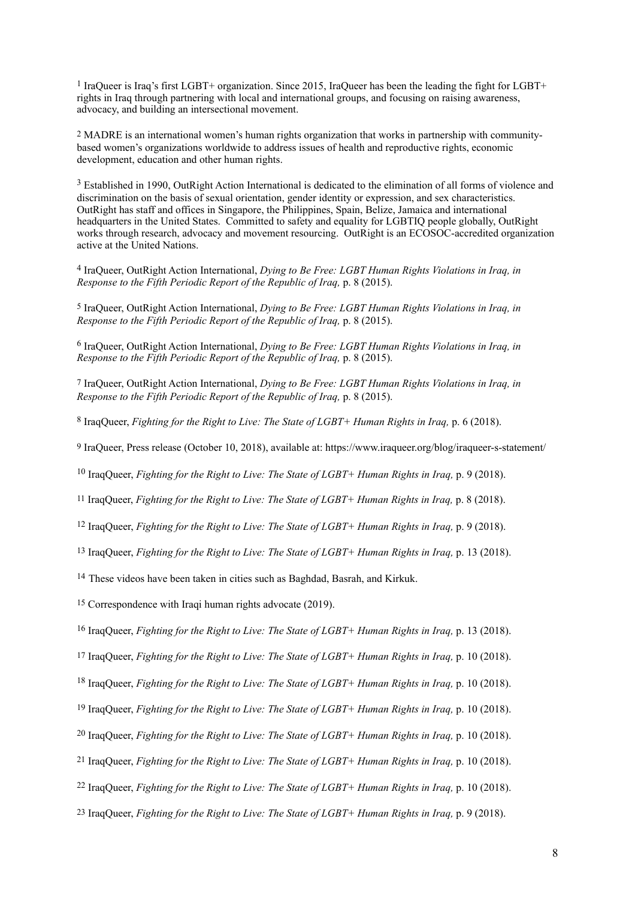[1] IraQueer is Iraq's first LGBT+ organization. Since 2015, IraQueer has been the leading the fight for LGBT+ rights in Iraq through partnering with local and international groups, and focusing on raising awareness, advocacy, and building an intersectional movement.

[2] MADRE is an international women's human rights organization that works in partnership with community-based women's organizations worldwide to address issues of health and reproductive rights, economic development, education and other human rights.

[3] Established in 1990, OutRight Action International is dedicated to the elimination of all forms of violence and discrimination on the basis of sexual orientation, gender identity or expression, and sex characteristics. OutRight has staff and offices in Singapore, the Philippines, Spain, Belize, Jamaica and international headquarters in the United States. Committed to safety and equality for LGBTIQ people globally, OutRight works through research, advocacy and movement resourcing. OutRight is an ECOSOC-accredited organization active at the United Nations.

[4] IraQueer, OutRight Action International, *Dying to Be Free: LGBT Human Rights Violations in Iraq, in Response to the Fifth Periodic Report of the Republic of Iraq,* p. 8 (2015).

[5] IraQueer, OutRight Action International, *Dying to Be Free: LGBT Human Rights Violations in Iraq, in Response to the Fifth Periodic Report of the Republic of Iraq,* p. 8 (2015).

[6] IraQueer, OutRight Action International, *Dying to Be Free: LGBT Human Rights Violations in Iraq, in Response to the Fifth Periodic Report of the Republic of Iraq,* p. 8 (2015).

[7] IraQueer, OutRight Action International, *Dying to Be Free: LGBT Human Rights Violations in Iraq, in Response to the Fifth Periodic Report of the Republic of Iraq,* p. 8 (2015).

[8] IraqQueer, *Fighting for the Right to Live: The State of LGBT+ Human Rights in Iraq,* p. 6 (2018).

[9] IraQueer, Press release (October 10, 2018), available at: https://www.iraqueer.org/blog/iraqueer-s-statement/

[10] IraqQueer, *Fighting for the Right to Live: The State of LGBT+ Human Rights in Iraq,* p. 9 (2018).

[11] IraqQueer, *Fighting for the Right to Live: The State of LGBT+ Human Rights in Iraq,* p. 8 (2018).

[12] IraqQueer, *Fighting for the Right to Live: The State of LGBT+ Human Rights in Iraq,* p. 9 (2018).

[13] IraqQueer, *Fighting for the Right to Live: The State of LGBT+ Human Rights in Iraq,* p. 13 (2018).

[14] These videos have been taken in cities such as Baghdad, Basrah, and Kirkuk.

[15] Correspondence with Iraqi human rights advocate (2019).

[16] IraqQueer, *Fighting for the Right to Live: The State of LGBT+ Human Rights in Iraq,* p. 13 (2018).

[17] IraqQueer, *Fighting for the Right to Live: The State of LGBT+ Human Rights in Iraq,* p. 10 (2018).

[18] IraqQueer, *Fighting for the Right to Live: The State of LGBT+ Human Rights in Iraq,* p. 10 (2018).

[19] IraqQueer, *Fighting for the Right to Live: The State of LGBT+ Human Rights in Iraq,* p. 10 (2018).

[20] IraqQueer, *Fighting for the Right to Live: The State of LGBT+ Human Rights in Iraq,* p. 10 (2018).

[21] IraqQueer, *Fighting for the Right to Live: The State of LGBT+ Human Rights in Iraq,* p. 10 (2018).

[22] IraqQueer, *Fighting for the Right to Live: The State of LGBT+ Human Rights in Iraq,* p. 10 (2018).

[23] IraqQueer, *Fighting for the Right to Live: The State of LGBT+ Human Rights in Iraq,* p. 9 (2018).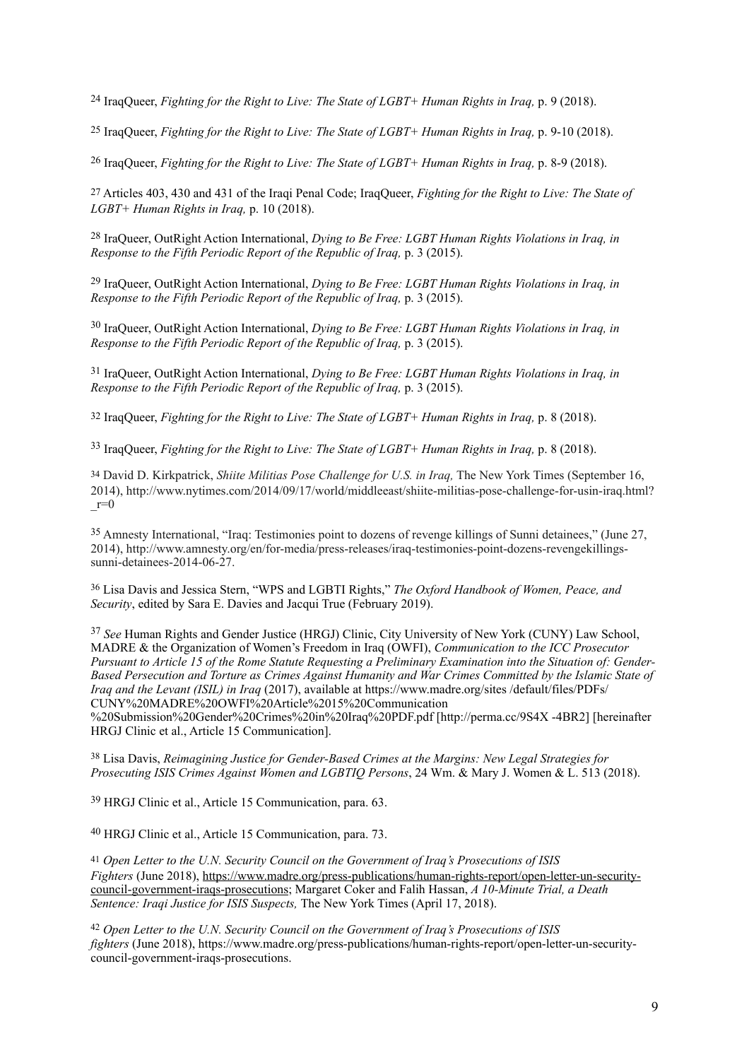[24] IraqQueer, *Fighting for the Right to Live: The State of LGBT+ Human Rights in Iraq,* p. 9 (2018).

[25] IraqQueer, *Fighting for the Right to Live: The State of LGBT+ Human Rights in Iraq,* p. 9-10 (2018).

[26] IraqQueer, *Fighting for the Right to Live: The State of LGBT+ Human Rights in Iraq,* p. 8-9 (2018).

[27] Articles 403, 430 and 431 of the Iraqi Penal Code; IraqQueer, *Fighting for the Right to Live: The State of LGBT+ Human Rights in Iraq,* p. 10 (2018).

[28] IraQueer, OutRight Action International, *Dying to Be Free: LGBT Human Rights Violations in Iraq, in Response to the Fifth Periodic Report of the Republic of Iraq,* p. 3 (2015).

[29] IraQueer, OutRight Action International, *Dying to Be Free: LGBT Human Rights Violations in Iraq, in Response to the Fifth Periodic Report of the Republic of Iraq,* p. 3 (2015).

[30] IraQueer, OutRight Action International, *Dying to Be Free: LGBT Human Rights Violations in Iraq, in Response to the Fifth Periodic Report of the Republic of Iraq,* p. 3 (2015).

[31] IraQueer, OutRight Action International, *Dying to Be Free: LGBT Human Rights Violations in Iraq, in Response to the Fifth Periodic Report of the Republic of Iraq,* p. 3 (2015).

[32] IraqQueer, *Fighting for the Right to Live: The State of LGBT+ Human Rights in Iraq,* p. 8 (2018).

[33] IraqQueer, *Fighting for the Right to Live: The State of LGBT+ Human Rights in Iraq,* p. 8 (2018).

[34] David D. Kirkpatrick, *Shiite Militias Pose Challenge for U.S. in Iraq,* The New York Times (September 16, 2014), http://www.nytimes.com/2014/09/17/world/middleeast/shiite-militias-pose-challenge-for-usin-iraq.html?_r=0

[35] Amnesty International, "Iraq: Testimonies point to dozens of revenge killings of Sunni detainees," (June 27, 2014), http://www.amnesty.org/en/for-media/press-releases/iraq-testimonies-point-dozens-revengekillings-sunni-detainees-2014-06-27.

[36] Lisa Davis and Jessica Stern, "WPS and LGBTI Rights," *The Oxford Handbook of Women, Peace, and Security*, edited by Sara E. Davies and Jacqui True (February 2019).

[37] *See* Human Rights and Gender Justice (HRGJ) Clinic, City University of New York (CUNY) Law School, MADRE & the Organization of Women's Freedom in Iraq (OWFI), *Communication to the ICC Prosecutor Pursuant to Article 15 of the Rome Statute Requesting a Preliminary Examination into the Situation of: Gender-Based Persecution and Torture as Crimes Against Humanity and War Crimes Committed by the Islamic State of Iraq and the Levant (ISIL) in Iraq* (2017), available at https://www.madre.org/sites /default/files/PDFs/CUNY%20MADRE%20OWFI%20Article%2015%20Communication %20Submission%20Gender%20Crimes%20in%20Iraq%20PDF.pdf [http://perma.cc/9S4X -4BR2] [hereinafter HRGJ Clinic et al., Article 15 Communication].

[38] Lisa Davis, *Reimagining Justice for Gender-Based Crimes at the Margins: New Legal Strategies for Prosecuting ISIS Crimes Against Women and LGBTIQ Persons*, 24 Wm. & Mary J. Women & L. 513 (2018).

[39] HRGJ Clinic et al., Article 15 Communication, para. 63.

[40] HRGJ Clinic et al., Article 15 Communication, para. 73.

[41] *Open Letter to the U.N. Security Council on the Government of Iraq's Prosecutions of ISIS Fighters* (June 2018), https://www.madre.org/press-publications/human-rights-report/open-letter-un-security-council-government-iraqs-prosecutions; Margaret Coker and Falih Hassan, *A 10-Minute Trial, a Death Sentence: Iraqi Justice for ISIS Suspects,* The New York Times (April 17, 2018).

[42] *Open Letter to the U.N. Security Council on the Government of Iraq's Prosecutions of ISIS fighters* (June 2018), https://www.madre.org/press-publications/human-rights-report/open-letter-un-security-council-government-iraqs-prosecutions.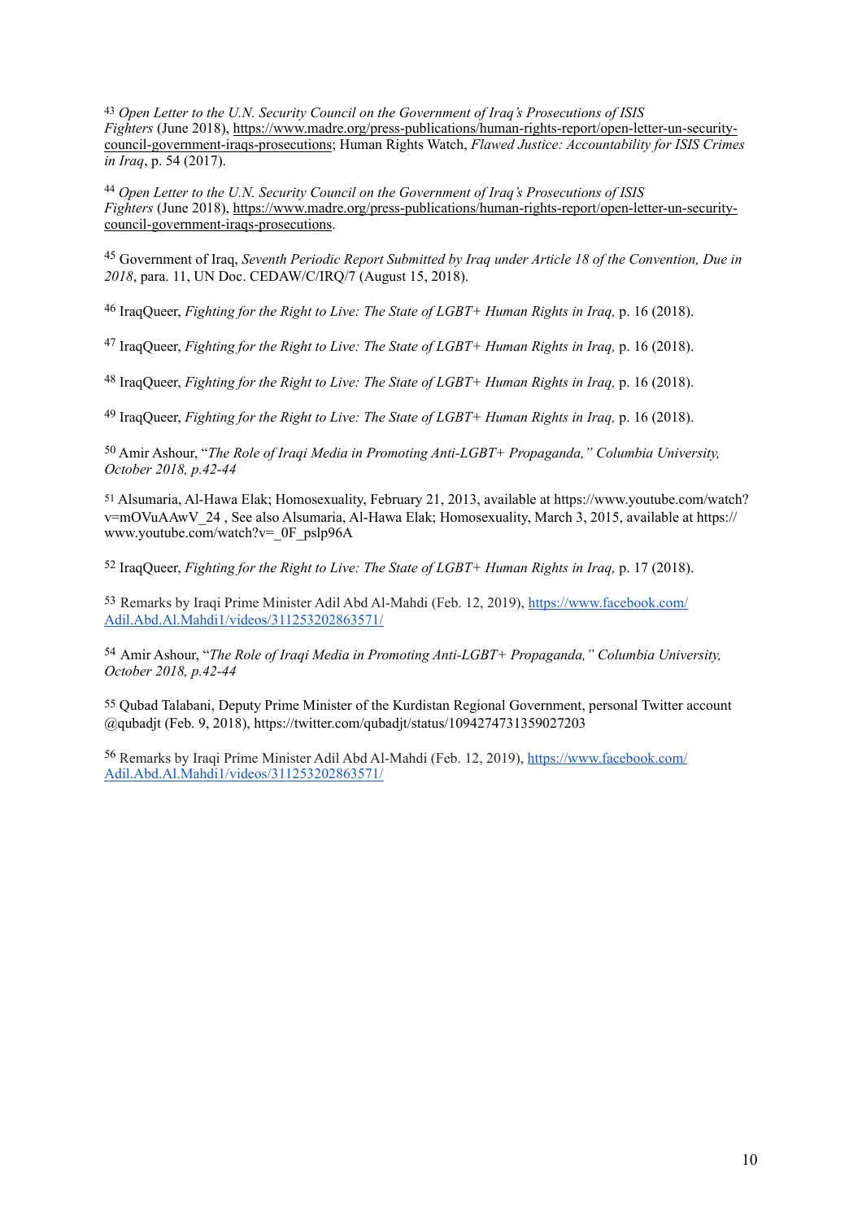[43] *Open Letter to the U.N. Security Council on the Government of Iraq's Prosecutions of ISIS Fighters* (June 2018), https://www.madre.org/press-publications/human-rights-report/open-letter-un-security-council-government-iraqs-prosecutions; Human Rights Watch, *Flawed Justice: Accountability for ISIS Crimes in Iraq*, p. 54 (2017).

[44] *Open Letter to the U.N. Security Council on the Government of Iraq's Prosecutions of ISIS Fighters* (June 2018), https://www.madre.org/press-publications/human-rights-report/open-letter-un-security-council-government-iraqs-prosecutions.

[45] Government of Iraq, *Seventh Periodic Report Submitted by Iraq under Article 18 of the Convention, Due in 2018*, para. 11, UN Doc. CEDAW/C/IRQ/7 (August 15, 2018).

[46] IraqQueer, *Fighting for the Right to Live: The State of LGBT+ Human Rights in Iraq,* p. 16 (2018).

[47] IraqQueer, *Fighting for the Right to Live: The State of LGBT+ Human Rights in Iraq,* p. 16 (2018).

[48] IraqQueer, *Fighting for the Right to Live: The State of LGBT+ Human Rights in Iraq,* p. 16 (2018).

[49] IraqQueer, *Fighting for the Right to Live: The State of LGBT+ Human Rights in Iraq,* p. 16 (2018).

[50] Amir Ashour, "*The Role of Iraqi Media in Promoting Anti-LGBT+ Propaganda," Columbia University, October 2018, p.42-44*

[51] Alsumaria, Al-Hawa Elak; Homosexuality, February 21, 2013, available at https://www.youtube.com/watch?v=mOVuAAwV_24 , See also Alsumaria, Al-Hawa Elak; Homosexuality, March 3, 2015, available at https://www.youtube.com/watch?v=_0F_pslp96A

[52] IraqQueer, *Fighting for the Right to Live: The State of LGBT+ Human Rights in Iraq,* p. 17 (2018).

[53] Remarks by Iraqi Prime Minister Adil Abd Al-Mahdi (Feb. 12, 2019), https://www.facebook.com/Adil.Abd.Al.Mahdi1/videos/311253202863571/

[54] Amir Ashour, "*The Role of Iraqi Media in Promoting Anti-LGBT+ Propaganda," Columbia University, October 2018, p.42-44*

[55] Qubad Talabani, Deputy Prime Minister of the Kurdistan Regional Government, personal Twitter account @qubadjt (Feb. 9, 2018), https://twitter.com/qubadjt/status/1094274731359027203

[56] Remarks by Iraqi Prime Minister Adil Abd Al-Mahdi (Feb. 12, 2019), https://www.facebook.com/Adil.Abd.Al.Mahdi1/videos/311253202863571/